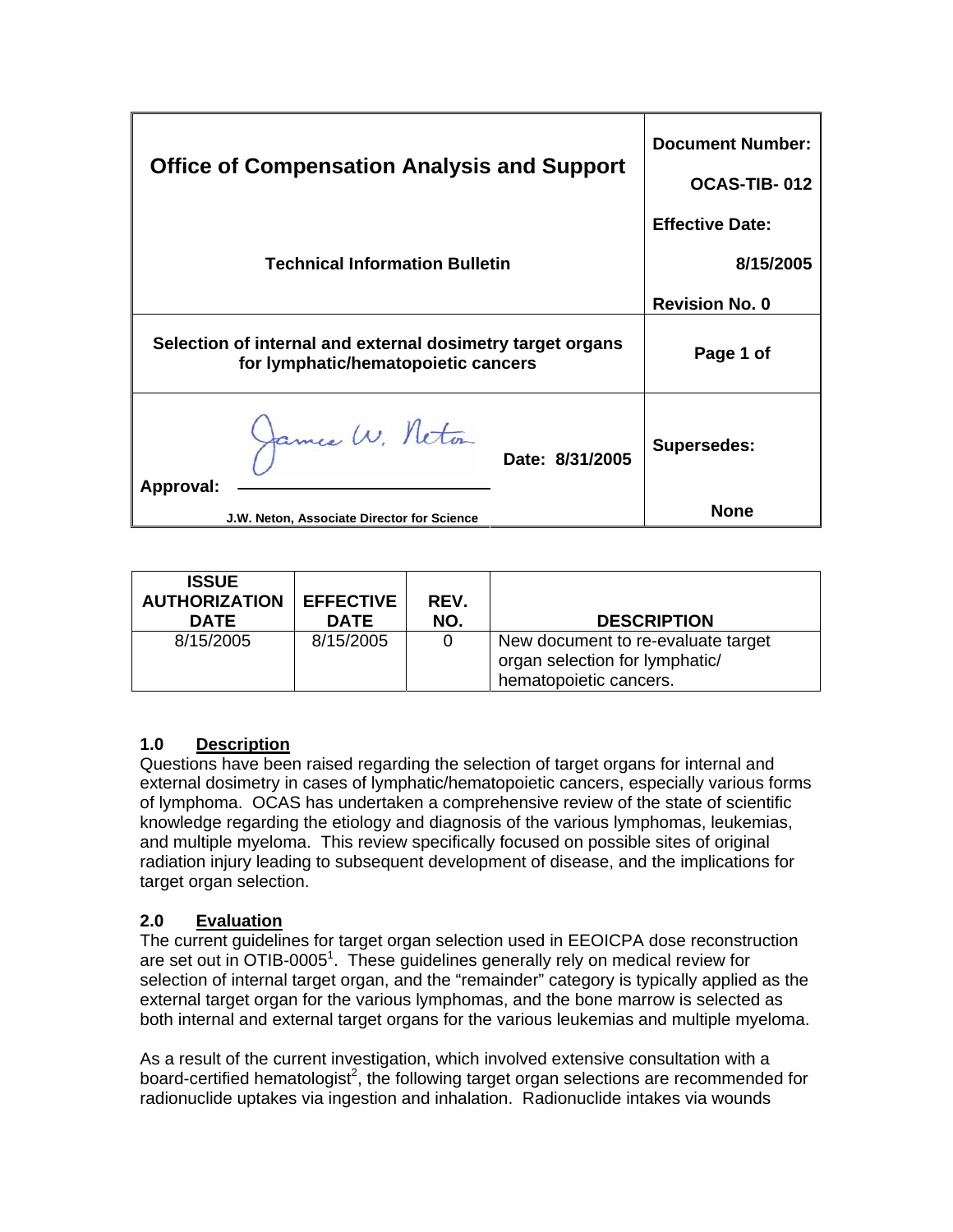| **Office of Compensation Analysis and Support** | **Document Number:** |
|---|---|
| | **OCAS-TIB- 012** |
| | **Effective Date:** |
| **Technical Information Bulletin** | **8/15/2005** |
| | **Revision No. 0** |
| **Selection of internal and external dosimetry target organs for lymphatic/hematopoietic cancers** | **Page 1 of** |
| **Approval:** James W. Neton &nbsp;&nbsp;&nbsp; **Date: 8/31/2005** | **Supersedes:** |
| **J.W. Neton, Associate Director for Science** | **None** |

| ISSUE AUTHORIZATION DATE | EFFECTIVE DATE | REV. NO. | DESCRIPTION |
|---|---|---|---|
| 8/15/2005 | 8/15/2005 | 0 | New document to re-evaluate target organ selection for lymphatic/ hematopoietic cancers. |

## 1.0 Description

Questions have been raised regarding the selection of target organs for internal and external dosimetry in cases of lymphatic/hematopoietic cancers, especially various forms of lymphoma. OCAS has undertaken a comprehensive review of the state of scientific knowledge regarding the etiology and diagnosis of the various lymphomas, leukemias, and multiple myeloma. This review specifically focused on possible sites of original radiation injury leading to subsequent development of disease, and the implications for target organ selection.

## 2.0 Evaluation

The current guidelines for target organ selection used in EEOICPA dose reconstruction are set out in OTIB-0005[1]. These guidelines generally rely on medical review for selection of internal target organ, and the "remainder" category is typically applied as the external target organ for the various lymphomas, and the bone marrow is selected as both internal and external target organs for the various leukemias and multiple myeloma.

As a result of the current investigation, which involved extensive consultation with a board-certified hematologist[2], the following target organ selections are recommended for radionuclide uptakes via ingestion and inhalation. Radionuclide intakes via wounds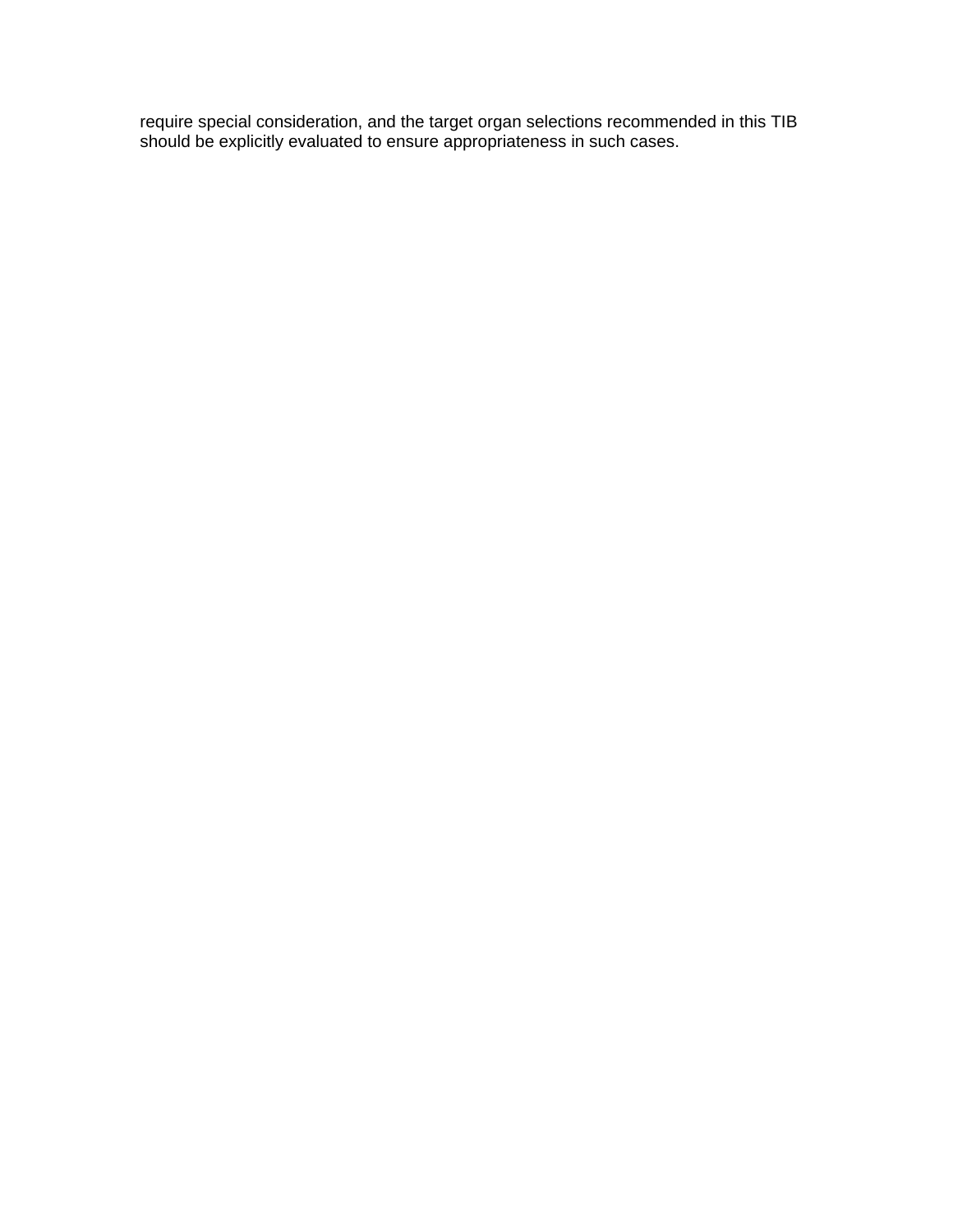require special consideration, and the target organ selections recommended in this TIB should be explicitly evaluated to ensure appropriateness in such cases.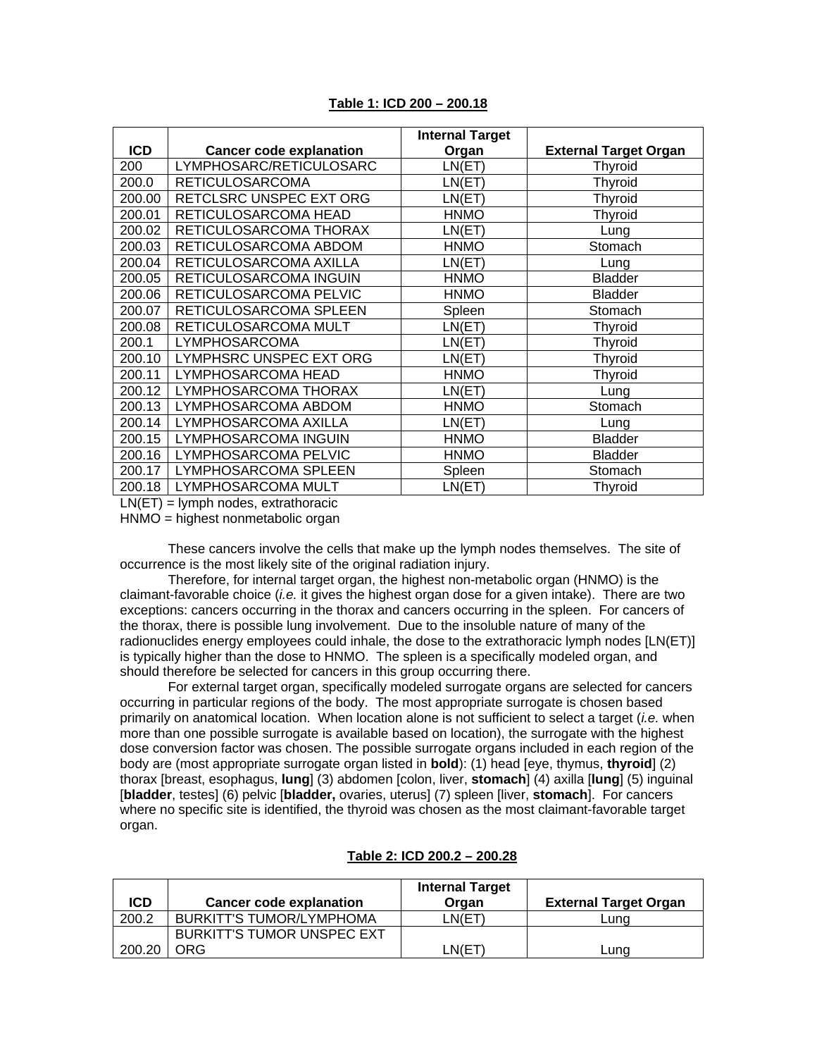**Table 1: ICD 200 – 200.18**

| ICD | Cancer code explanation | Internal Target Organ | External Target Organ |
|---|---|---|---|
| 200 | LYMPHOSARC/RETICULOSARC | LN(ET) | Thyroid |
| 200.0 | RETICULOSARCOMA | LN(ET) | Thyroid |
| 200.00 | RETCLSRC UNSPEC EXT ORG | LN(ET) | Thyroid |
| 200.01 | RETICULOSARCOMA HEAD | HNMO | Thyroid |
| 200.02 | RETICULOSARCOMA THORAX | LN(ET) | Lung |
| 200.03 | RETICULOSARCOMA ABDOM | HNMO | Stomach |
| 200.04 | RETICULOSARCOMA AXILLA | LN(ET) | Lung |
| 200.05 | RETICULOSARCOMA INGUIN | HNMO | Bladder |
| 200.06 | RETICULOSARCOMA PELVIC | HNMO | Bladder |
| 200.07 | RETICULOSARCOMA SPLEEN | Spleen | Stomach |
| 200.08 | RETICULOSARCOMA MULT | LN(ET) | Thyroid |
| 200.1 | LYMPHOSARCOMA | LN(ET) | Thyroid |
| 200.10 | LYMPHSRC UNSPEC EXT ORG | LN(ET) | Thyroid |
| 200.11 | LYMPHOSARCOMA HEAD | HNMO | Thyroid |
| 200.12 | LYMPHOSARCOMA THORAX | LN(ET) | Lung |
| 200.13 | LYMPHOSARCOMA ABDOM | HNMO | Stomach |
| 200.14 | LYMPHOSARCOMA AXILLA | LN(ET) | Lung |
| 200.15 | LYMPHOSARCOMA INGUIN | HNMO | Bladder |
| 200.16 | LYMPHOSARCOMA PELVIC | HNMO | Bladder |
| 200.17 | LYMPHOSARCOMA SPLEEN | Spleen | Stomach |
| 200.18 | LYMPHOSARCOMA MULT | LN(ET) | Thyroid |

LN(ET) = lymph nodes, extrathoracic
HNMO = highest nonmetabolic organ

These cancers involve the cells that make up the lymph nodes themselves. The site of occurrence is the most likely site of the original radiation injury.

Therefore, for internal target organ, the highest non-metabolic organ (HNMO) is the claimant-favorable choice (*i.e.* it gives the highest organ dose for a given intake). There are two exceptions: cancers occurring in the thorax and cancers occurring in the spleen. For cancers of the thorax, there is possible lung involvement. Due to the insoluble nature of many of the radionuclides energy employees could inhale, the dose to the extrathoracic lymph nodes [LN(ET)] is typically higher than the dose to HNMO. The spleen is a specifically modeled organ, and should therefore be selected for cancers in this group occurring there.

For external target organ, specifically modeled surrogate organs are selected for cancers occurring in particular regions of the body. The most appropriate surrogate is chosen based primarily on anatomical location. When location alone is not sufficient to select a target (*i.e.* when more than one possible surrogate is available based on location), the surrogate with the highest dose conversion factor was chosen. The possible surrogate organs included in each region of the body are (most appropriate surrogate organ listed in **bold**): (1) head [eye, thymus, **thyroid**] (2) thorax [breast, esophagus, **lung**] (3) abdomen [colon, liver, **stomach**] (4) axilla [**lung**] (5) inguinal [**bladder**, testes] (6) pelvic [**bladder,** ovaries, uterus] (7) spleen [liver, **stomach**]. For cancers where no specific site is identified, the thyroid was chosen as the most claimant-favorable target organ.

**Table 2: ICD 200.2 – 200.28**

| ICD | Cancer code explanation | Internal Target Organ | External Target Organ |
|---|---|---|---|
| 200.2 | BURKITT'S TUMOR/LYMPHOMA | LN(ET) | Lung |
| 200.20 | BURKITT'S TUMOR UNSPEC EXT ORG | LN(ET) | Lung |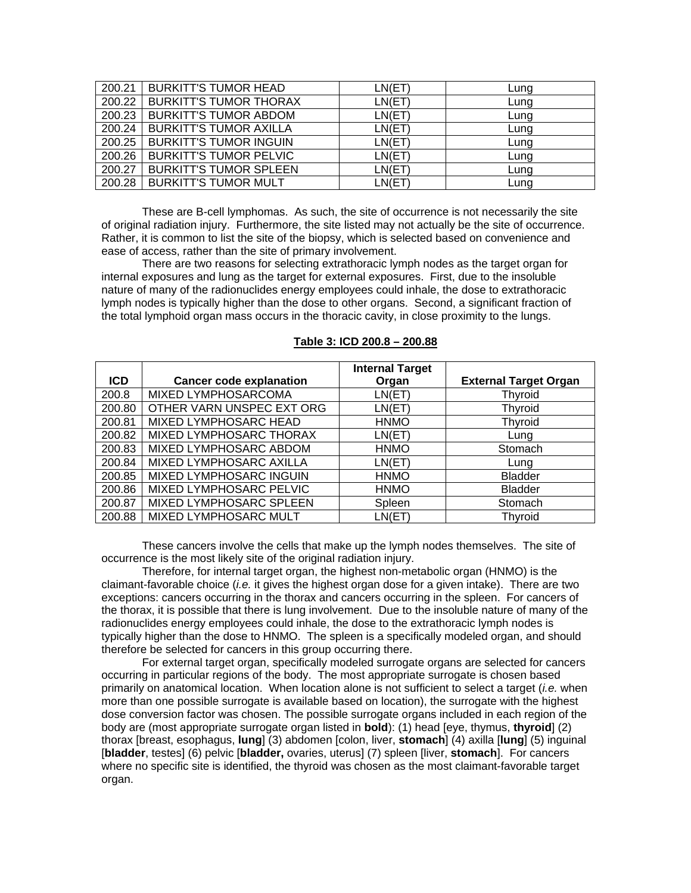| 200.21 | BURKITT'S TUMOR HEAD | LN(ET) | Lung |
|---|---|---|---|
| 200.22 | BURKITT'S TUMOR THORAX | LN(ET) | Lung |
| 200.23 | BURKITT'S TUMOR ABDOM | LN(ET) | Lung |
| 200.24 | BURKITT'S TUMOR AXILLA | LN(ET) | Lung |
| 200.25 | BURKITT'S TUMOR INGUIN | LN(ET) | Lung |
| 200.26 | BURKITT'S TUMOR PELVIC | LN(ET) | Lung |
| 200.27 | BURKITT'S TUMOR SPLEEN | LN(ET) | Lung |
| 200.28 | BURKITT'S TUMOR MULT | LN(ET) | Lung |

These are B-cell lymphomas. As such, the site of occurrence is not necessarily the site of original radiation injury. Furthermore, the site listed may not actually be the site of occurrence. Rather, it is common to list the site of the biopsy, which is selected based on convenience and ease of access, rather than the site of primary involvement.

There are two reasons for selecting extrathoracic lymph nodes as the target organ for internal exposures and lung as the target for external exposures. First, due to the insoluble nature of many of the radionuclides energy employees could inhale, the dose to extrathoracic lymph nodes is typically higher than the dose to other organs. Second, a significant fraction of the total lymphoid organ mass occurs in the thoracic cavity, in close proximity to the lungs.

**Table 3: ICD 200.8 – 200.88**

| ICD | Cancer code explanation | Internal Target Organ | External Target Organ |
|---|---|---|---|
| 200.8 | MIXED LYMPHOSARCOMA | LN(ET) | Thyroid |
| 200.80 | OTHER VARN UNSPEC EXT ORG | LN(ET) | Thyroid |
| 200.81 | MIXED LYMPHOSARC HEAD | HNMO | Thyroid |
| 200.82 | MIXED LYMPHOSARC THORAX | LN(ET) | Lung |
| 200.83 | MIXED LYMPHOSARC ABDOM | HNMO | Stomach |
| 200.84 | MIXED LYMPHOSARC AXILLA | LN(ET) | Lung |
| 200.85 | MIXED LYMPHOSARC INGUIN | HNMO | Bladder |
| 200.86 | MIXED LYMPHOSARC PELVIC | HNMO | Bladder |
| 200.87 | MIXED LYMPHOSARC SPLEEN | Spleen | Stomach |
| 200.88 | MIXED LYMPHOSARC MULT | LN(ET) | Thyroid |

These cancers involve the cells that make up the lymph nodes themselves. The site of occurrence is the most likely site of the original radiation injury.

Therefore, for internal target organ, the highest non-metabolic organ (HNMO) is the claimant-favorable choice (*i.e.* it gives the highest organ dose for a given intake). There are two exceptions: cancers occurring in the thorax and cancers occurring in the spleen. For cancers of the thorax, it is possible that there is lung involvement. Due to the insoluble nature of many of the radionuclides energy employees could inhale, the dose to the extrathoracic lymph nodes is typically higher than the dose to HNMO. The spleen is a specifically modeled organ, and should therefore be selected for cancers in this group occurring there.

For external target organ, specifically modeled surrogate organs are selected for cancers occurring in particular regions of the body. The most appropriate surrogate is chosen based primarily on anatomical location. When location alone is not sufficient to select a target (*i.e.* when more than one possible surrogate is available based on location), the surrogate with the highest dose conversion factor was chosen. The possible surrogate organs included in each region of the body are (most appropriate surrogate organ listed in **bold**): (1) head [eye, thymus, **thyroid**] (2) thorax [breast, esophagus, **lung**] (3) abdomen [colon, liver, **stomach**] (4) axilla [**lung**] (5) inguinal [**bladder**, testes] (6) pelvic [**bladder,** ovaries, uterus] (7) spleen [liver, **stomach**]. For cancers where no specific site is identified, the thyroid was chosen as the most claimant-favorable target organ.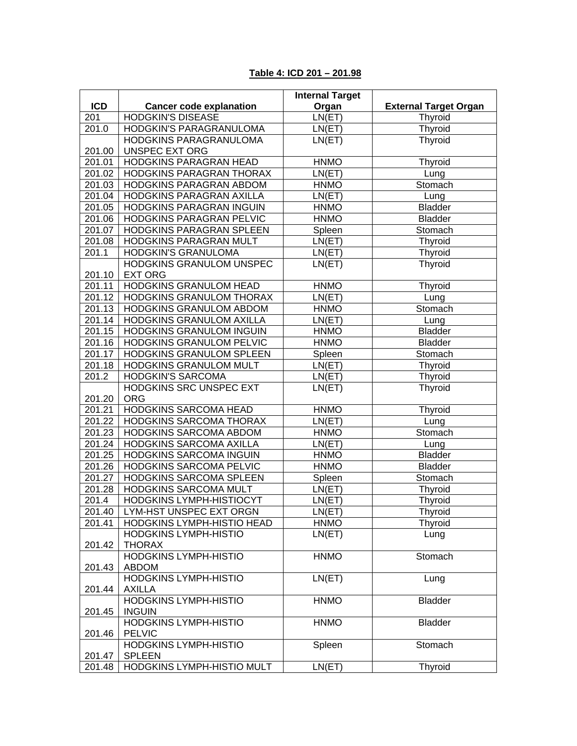**Table 4: ICD 201 – 201.98**

| ICD | Cancer code explanation | Internal Target Organ | External Target Organ |
|---|---|---|---|
| 201 | HODGKIN'S DISEASE | LN(ET) | Thyroid |
| 201.0 | HODGKIN'S PARAGRANULOMA | LN(ET) | Thyroid |
| 201.00 | HODGKINS PARAGRANULOMA UNSPEC EXT ORG | LN(ET) | Thyroid |
| 201.01 | HODGKINS PARAGRAN HEAD | HNMO | Thyroid |
| 201.02 | HODGKINS PARAGRAN THORAX | LN(ET) | Lung |
| 201.03 | HODGKINS PARAGRAN ABDOM | HNMO | Stomach |
| 201.04 | HODGKINS PARAGRAN AXILLA | LN(ET) | Lung |
| 201.05 | HODGKINS PARAGRAN INGUIN | HNMO | Bladder |
| 201.06 | HODGKINS PARAGRAN PELVIC | HNMO | Bladder |
| 201.07 | HODGKINS PARAGRAN SPLEEN | Spleen | Stomach |
| 201.08 | HODGKINS PARAGRAN MULT | LN(ET) | Thyroid |
| 201.1 | HODGKIN'S GRANULOMA | LN(ET) | Thyroid |
| 201.10 | HODGKINS GRANULOM UNSPEC EXT ORG | LN(ET) | Thyroid |
| 201.11 | HODGKINS GRANULOM HEAD | HNMO | Thyroid |
| 201.12 | HODGKINS GRANULOM THORAX | LN(ET) | Lung |
| 201.13 | HODGKINS GRANULOM ABDOM | HNMO | Stomach |
| 201.14 | HODGKINS GRANULOM AXILLA | LN(ET) | Lung |
| 201.15 | HODGKINS GRANULOM INGUIN | HNMO | Bladder |
| 201.16 | HODGKINS GRANULOM PELVIC | HNMO | Bladder |
| 201.17 | HODGKINS GRANULOM SPLEEN | Spleen | Stomach |
| 201.18 | HODGKINS GRANULOM MULT | LN(ET) | Thyroid |
| 201.2 | HODGKIN'S SARCOMA | LN(ET) | Thyroid |
| 201.20 | HODGKINS SRC UNSPEC EXT ORG | LN(ET) | Thyroid |
| 201.21 | HODGKINS SARCOMA HEAD | HNMO | Thyroid |
| 201.22 | HODGKINS SARCOMA THORAX | LN(ET) | Lung |
| 201.23 | HODGKINS SARCOMA ABDOM | HNMO | Stomach |
| 201.24 | HODGKINS SARCOMA AXILLA | LN(ET) | Lung |
| 201.25 | HODGKINS SARCOMA INGUIN | HNMO | Bladder |
| 201.26 | HODGKINS SARCOMA PELVIC | HNMO | Bladder |
| 201.27 | HODGKINS SARCOMA SPLEEN | Spleen | Stomach |
| 201.28 | HODGKINS SARCOMA MULT | LN(ET) | Thyroid |
| 201.4 | HODGKINS LYMPH-HISTIOCYT | LN(ET) | Thyroid |
| 201.40 | LYM-HST UNSPEC EXT ORGN | LN(ET) | Thyroid |
| 201.41 | HODGKINS LYMPH-HISTIO HEAD | HNMO | Thyroid |
| 201.42 | HODGKINS LYMPH-HISTIO THORAX | LN(ET) | Lung |
| 201.43 | HODGKINS LYMPH-HISTIO ABDOM | HNMO | Stomach |
| 201.44 | HODGKINS LYMPH-HISTIO AXILLA | LN(ET) | Lung |
| 201.45 | HODGKINS LYMPH-HISTIO INGUIN | HNMO | Bladder |
| 201.46 | HODGKINS LYMPH-HISTIO PELVIC | HNMO | Bladder |
| 201.47 | HODGKINS LYMPH-HISTIO SPLEEN | Spleen | Stomach |
| 201.48 | HODGKINS LYMPH-HISTIO MULT | LN(ET) | Thyroid |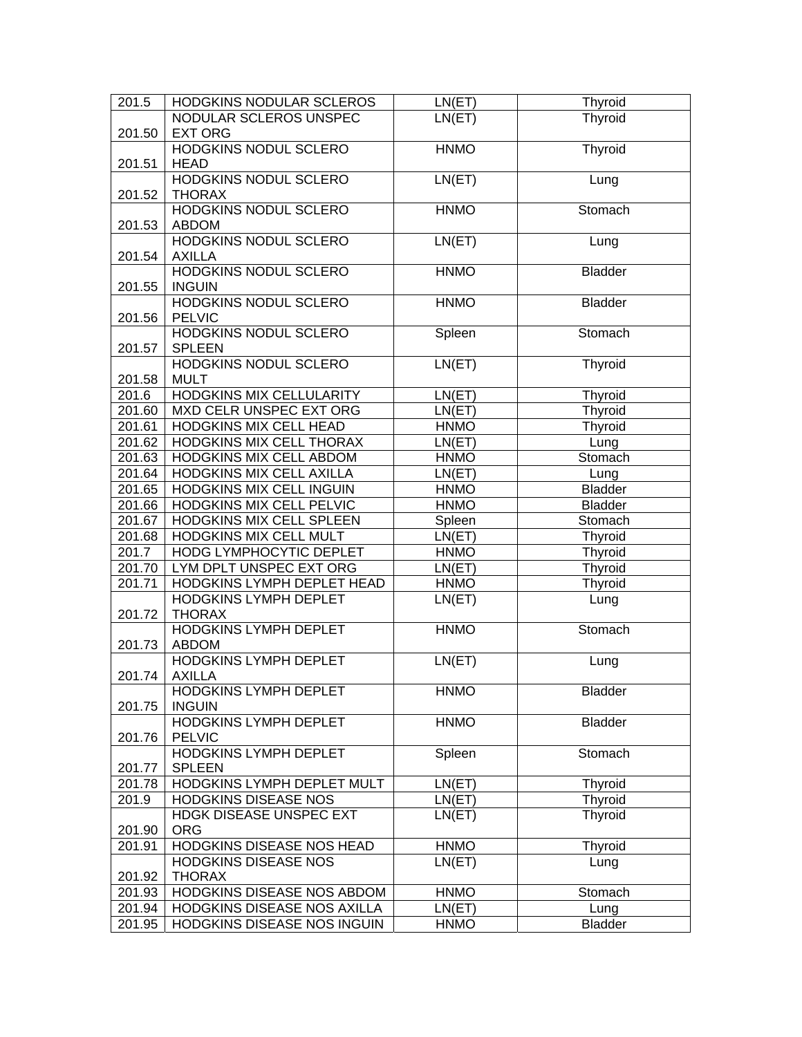| 201.5 | HODGKINS NODULAR SCLEROS | LN(ET) | Thyroid |
|---|---|---|---|
| 201.50 | NODULAR SCLEROS UNSPEC EXT ORG | LN(ET) | Thyroid |
| 201.51 | HODGKINS NODUL SCLERO HEAD | HNMO | Thyroid |
| 201.52 | HODGKINS NODUL SCLERO THORAX | LN(ET) | Lung |
| 201.53 | HODGKINS NODUL SCLERO ABDOM | HNMO | Stomach |
| 201.54 | HODGKINS NODUL SCLERO AXILLA | LN(ET) | Lung |
| 201.55 | HODGKINS NODUL SCLERO INGUIN | HNMO | Bladder |
| 201.56 | HODGKINS NODUL SCLERO PELVIC | HNMO | Bladder |
| 201.57 | HODGKINS NODUL SCLERO SPLEEN | Spleen | Stomach |
| 201.58 | HODGKINS NODUL SCLERO MULT | LN(ET) | Thyroid |
| 201.6 | HODGKINS MIX CELLULARITY | LN(ET) | Thyroid |
| 201.60 | MXD CELR UNSPEC EXT ORG | LN(ET) | Thyroid |
| 201.61 | HODGKINS MIX CELL HEAD | HNMO | Thyroid |
| 201.62 | HODGKINS MIX CELL THORAX | LN(ET) | Lung |
| 201.63 | HODGKINS MIX CELL ABDOM | HNMO | Stomach |
| 201.64 | HODGKINS MIX CELL AXILLA | LN(ET) | Lung |
| 201.65 | HODGKINS MIX CELL INGUIN | HNMO | Bladder |
| 201.66 | HODGKINS MIX CELL PELVIC | HNMO | Bladder |
| 201.67 | HODGKINS MIX CELL SPLEEN | Spleen | Stomach |
| 201.68 | HODGKINS MIX CELL MULT | LN(ET) | Thyroid |
| 201.7 | HODG LYMPHOCYTIC DEPLET | HNMO | Thyroid |
| 201.70 | LYM DPLT UNSPEC EXT ORG | LN(ET) | Thyroid |
| 201.71 | HODGKINS LYMPH DEPLET HEAD | HNMO | Thyroid |
| 201.72 | HODGKINS LYMPH DEPLET THORAX | LN(ET) | Lung |
| 201.73 | HODGKINS LYMPH DEPLET ABDOM | HNMO | Stomach |
| 201.74 | HODGKINS LYMPH DEPLET AXILLA | LN(ET) | Lung |
| 201.75 | HODGKINS LYMPH DEPLET INGUIN | HNMO | Bladder |
| 201.76 | HODGKINS LYMPH DEPLET PELVIC | HNMO | Bladder |
| 201.77 | HODGKINS LYMPH DEPLET SPLEEN | Spleen | Stomach |
| 201.78 | HODGKINS LYMPH DEPLET MULT | LN(ET) | Thyroid |
| 201.9 | HODGKINS DISEASE NOS | LN(ET) | Thyroid |
| 201.90 | HDGK DISEASE UNSPEC EXT ORG | LN(ET) | Thyroid |
| 201.91 | HODGKINS DISEASE NOS HEAD | HNMO | Thyroid |
| 201.92 | HODGKINS DISEASE NOS THORAX | LN(ET) | Lung |
| 201.93 | HODGKINS DISEASE NOS ABDOM | HNMO | Stomach |
| 201.94 | HODGKINS DISEASE NOS AXILLA | LN(ET) | Lung |
| 201.95 | HODGKINS DISEASE NOS INGUIN | HNMO | Bladder |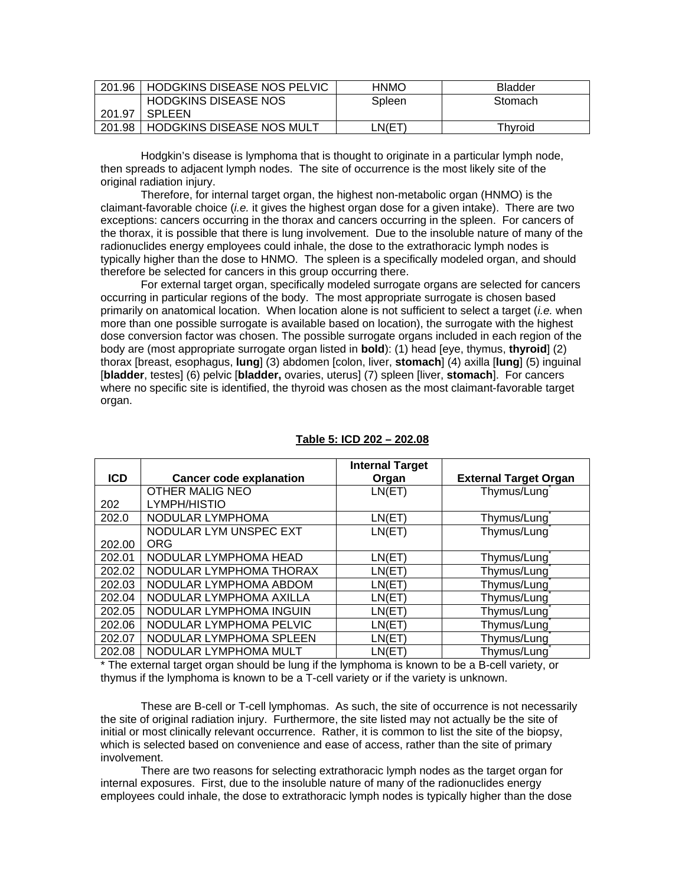| 201.96 | HODGKINS DISEASE NOS PELVIC | HNMO | Bladder |
|---|---|---|---|
| 201.97 | HODGKINS DISEASE NOS SPLEEN | Spleen | Stomach |
| 201.98 | HODGKINS DISEASE NOS MULT | LN(ET) | Thyroid |

Hodgkin's disease is lymphoma that is thought to originate in a particular lymph node, then spreads to adjacent lymph nodes. The site of occurrence is the most likely site of the original radiation injury.

Therefore, for internal target organ, the highest non-metabolic organ (HNMO) is the claimant-favorable choice (*i.e.* it gives the highest organ dose for a given intake). There are two exceptions: cancers occurring in the thorax and cancers occurring in the spleen. For cancers of the thorax, it is possible that there is lung involvement. Due to the insoluble nature of many of the radionuclides energy employees could inhale, the dose to the extrathoracic lymph nodes is typically higher than the dose to HNMO. The spleen is a specifically modeled organ, and should therefore be selected for cancers in this group occurring there.

For external target organ, specifically modeled surrogate organs are selected for cancers occurring in particular regions of the body. The most appropriate surrogate is chosen based primarily on anatomical location. When location alone is not sufficient to select a target (*i.e.* when more than one possible surrogate is available based on location), the surrogate with the highest dose conversion factor was chosen. The possible surrogate organs included in each region of the body are (most appropriate surrogate organ listed in **bold**): (1) head [eye, thymus, **thyroid**] (2) thorax [breast, esophagus, **lung**] (3) abdomen [colon, liver, **stomach**] (4) axilla [**lung**] (5) inguinal [**bladder**, testes] (6) pelvic [**bladder,** ovaries, uterus] (7) spleen [liver, **stomach**]. For cancers where no specific site is identified, the thyroid was chosen as the most claimant-favorable target organ.

**Table 5: ICD 202 – 202.08**

| ICD | Cancer code explanation | Internal Target Organ | External Target Organ |
|---|---|---|---|
| 202 | OTHER MALIG NEO LYMPH/HISTIO | LN(ET) | Thymus/Lung* |
| 202.0 | NODULAR LYMPHOMA | LN(ET) | Thymus/Lung* |
| 202.00 | NODULAR LYM UNSPEC EXT ORG | LN(ET) | Thymus/Lung* |
| 202.01 | NODULAR LYMPHOMA HEAD | LN(ET) | Thymus/Lung* |
| 202.02 | NODULAR LYMPHOMA THORAX | LN(ET) | Thymus/Lung* |
| 202.03 | NODULAR LYMPHOMA ABDOM | LN(ET) | Thymus/Lung* |
| 202.04 | NODULAR LYMPHOMA AXILLA | LN(ET) | Thymus/Lung* |
| 202.05 | NODULAR LYMPHOMA INGUIN | LN(ET) | Thymus/Lung* |
| 202.06 | NODULAR LYMPHOMA PELVIC | LN(ET) | Thymus/Lung* |
| 202.07 | NODULAR LYMPHOMA SPLEEN | LN(ET) | Thymus/Lung* |
| 202.08 | NODULAR LYMPHOMA MULT | LN(ET) | Thymus/Lung* |

* The external target organ should be lung if the lymphoma is known to be a B-cell variety, or thymus if the lymphoma is known to be a T-cell variety or if the variety is unknown.

These are B-cell or T-cell lymphomas. As such, the site of occurrence is not necessarily the site of original radiation injury. Furthermore, the site listed may not actually be the site of initial or most clinically relevant occurrence. Rather, it is common to list the site of the biopsy, which is selected based on convenience and ease of access, rather than the site of primary involvement.

There are two reasons for selecting extrathoracic lymph nodes as the target organ for internal exposures. First, due to the insoluble nature of many of the radionuclides energy employees could inhale, the dose to extrathoracic lymph nodes is typically higher than the dose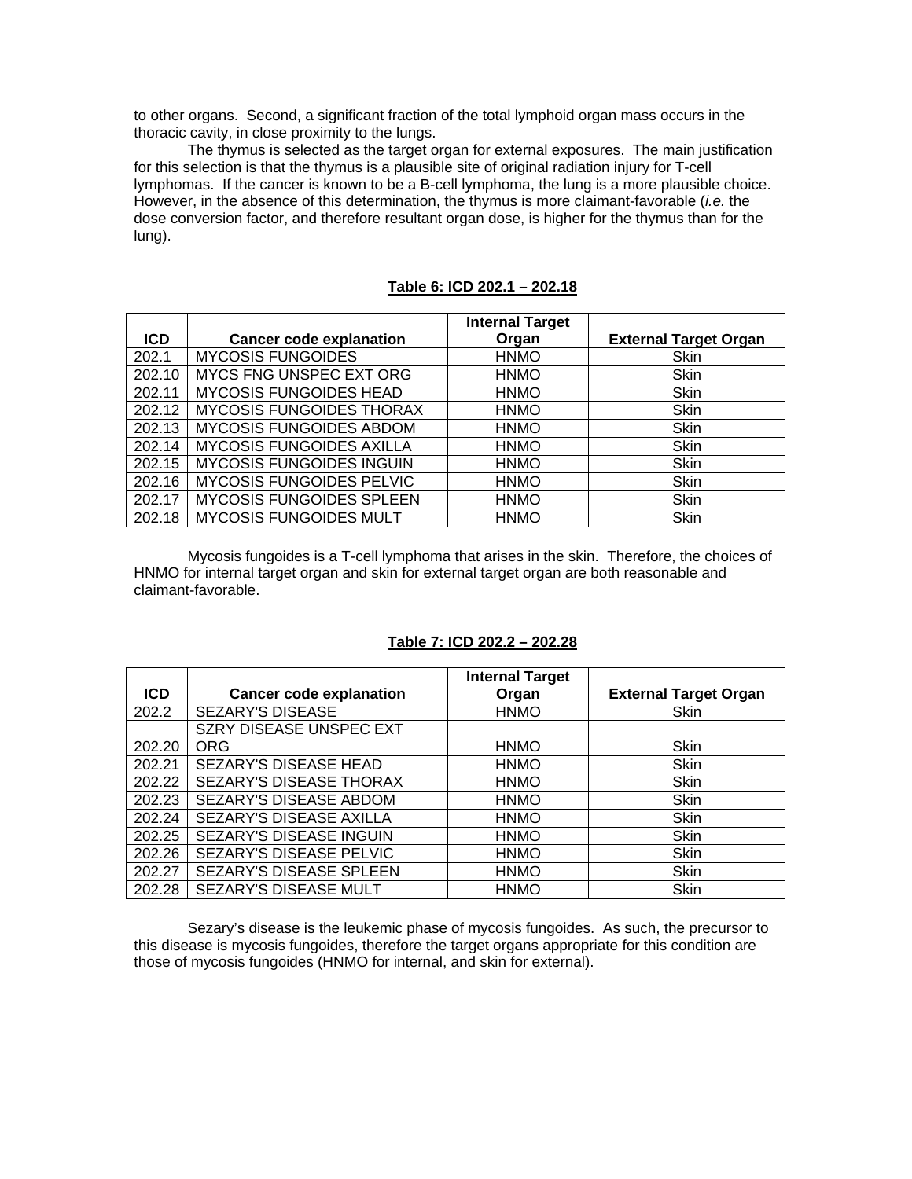to other organs. Second, a significant fraction of the total lymphoid organ mass occurs in the thoracic cavity, in close proximity to the lungs.

The thymus is selected as the target organ for external exposures. The main justification for this selection is that the thymus is a plausible site of original radiation injury for T-cell lymphomas. If the cancer is known to be a B-cell lymphoma, the lung is a more plausible choice. However, in the absence of this determination, the thymus is more claimant-favorable (*i.e.* the dose conversion factor, and therefore resultant organ dose, is higher for the thymus than for the lung).

**Table 6: ICD 202.1 – 202.18**

| ICD | Cancer code explanation | Internal Target Organ | External Target Organ |
|---|---|---|---|
| 202.1 | MYCOSIS FUNGOIDES | HNMO | Skin |
| 202.10 | MYCS FNG UNSPEC EXT ORG | HNMO | Skin |
| 202.11 | MYCOSIS FUNGOIDES HEAD | HNMO | Skin |
| 202.12 | MYCOSIS FUNGOIDES THORAX | HNMO | Skin |
| 202.13 | MYCOSIS FUNGOIDES ABDOM | HNMO | Skin |
| 202.14 | MYCOSIS FUNGOIDES AXILLA | HNMO | Skin |
| 202.15 | MYCOSIS FUNGOIDES INGUIN | HNMO | Skin |
| 202.16 | MYCOSIS FUNGOIDES PELVIC | HNMO | Skin |
| 202.17 | MYCOSIS FUNGOIDES SPLEEN | HNMO | Skin |
| 202.18 | MYCOSIS FUNGOIDES MULT | HNMO | Skin |

Mycosis fungoides is a T-cell lymphoma that arises in the skin. Therefore, the choices of HNMO for internal target organ and skin for external target organ are both reasonable and claimant-favorable.

**Table 7: ICD 202.2 – 202.28**

| ICD | Cancer code explanation | Internal Target Organ | External Target Organ |
|---|---|---|---|
| 202.2 | SEZARY'S DISEASE | HNMO | Skin |
| 202.20 | SZRY DISEASE UNSPEC EXT ORG | HNMO | Skin |
| 202.21 | SEZARY'S DISEASE HEAD | HNMO | Skin |
| 202.22 | SEZARY'S DISEASE THORAX | HNMO | Skin |
| 202.23 | SEZARY'S DISEASE ABDOM | HNMO | Skin |
| 202.24 | SEZARY'S DISEASE AXILLA | HNMO | Skin |
| 202.25 | SEZARY'S DISEASE INGUIN | HNMO | Skin |
| 202.26 | SEZARY'S DISEASE PELVIC | HNMO | Skin |
| 202.27 | SEZARY'S DISEASE SPLEEN | HNMO | Skin |
| 202.28 | SEZARY'S DISEASE MULT | HNMO | Skin |

Sezary's disease is the leukemic phase of mycosis fungoides. As such, the precursor to this disease is mycosis fungoides, therefore the target organs appropriate for this condition are those of mycosis fungoides (HNMO for internal, and skin for external).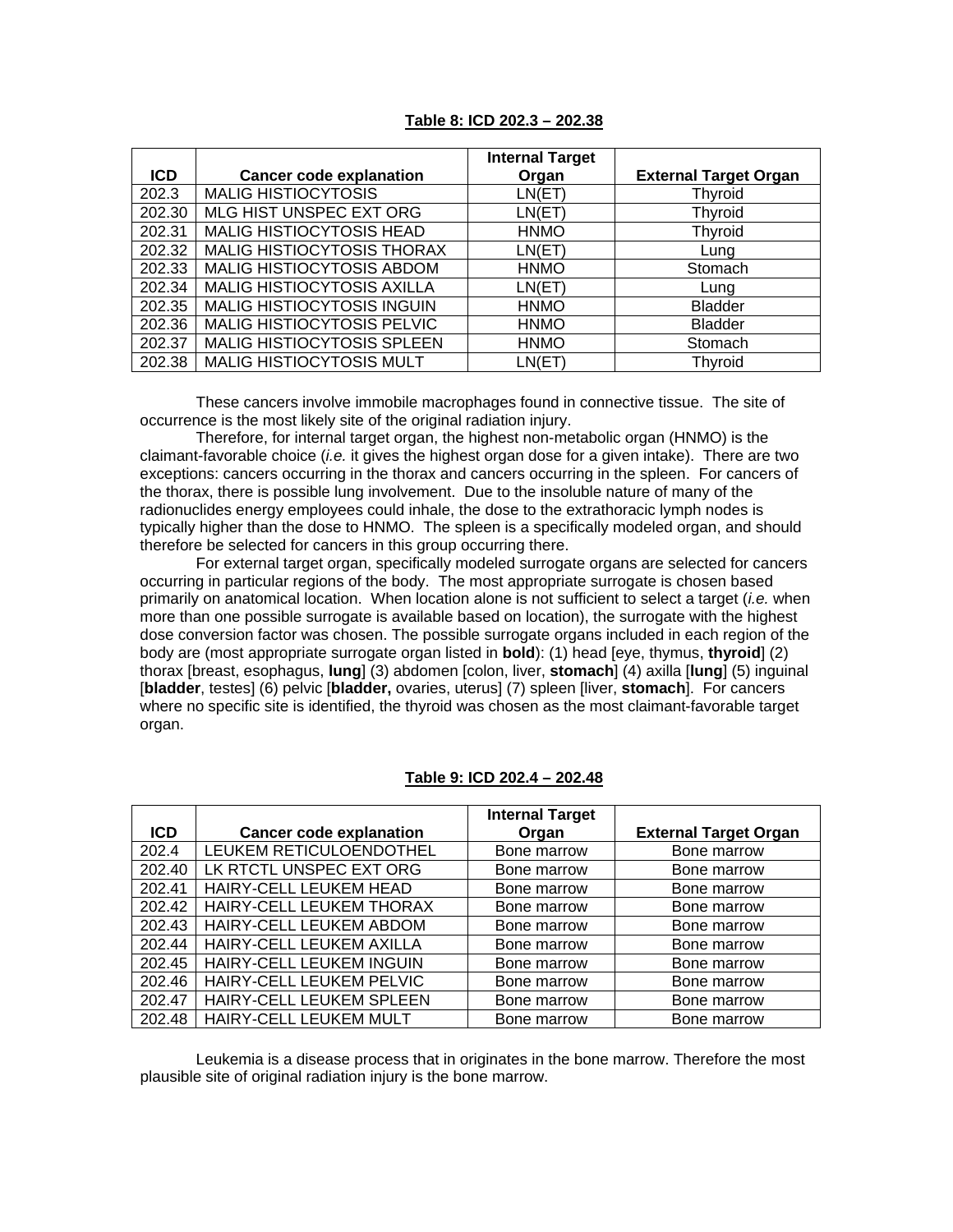**Table 8: ICD 202.3 – 202.38**

| ICD | Cancer code explanation | Internal Target Organ | External Target Organ |
|---|---|---|---|
| 202.3 | MALIG HISTIOCYTOSIS | LN(ET) | Thyroid |
| 202.30 | MLG HIST UNSPEC EXT ORG | LN(ET) | Thyroid |
| 202.31 | MALIG HISTIOCYTOSIS HEAD | HNMO | Thyroid |
| 202.32 | MALIG HISTIOCYTOSIS THORAX | LN(ET) | Lung |
| 202.33 | MALIG HISTIOCYTOSIS ABDOM | HNMO | Stomach |
| 202.34 | MALIG HISTIOCYTOSIS AXILLA | LN(ET) | Lung |
| 202.35 | MALIG HISTIOCYTOSIS INGUIN | HNMO | Bladder |
| 202.36 | MALIG HISTIOCYTOSIS PELVIC | HNMO | Bladder |
| 202.37 | MALIG HISTIOCYTOSIS SPLEEN | HNMO | Stomach |
| 202.38 | MALIG HISTIOCYTOSIS MULT | LN(ET) | Thyroid |

These cancers involve immobile macrophages found in connective tissue. The site of occurrence is the most likely site of the original radiation injury.

Therefore, for internal target organ, the highest non-metabolic organ (HNMO) is the claimant-favorable choice (*i.e.* it gives the highest organ dose for a given intake). There are two exceptions: cancers occurring in the thorax and cancers occurring in the spleen. For cancers of the thorax, there is possible lung involvement. Due to the insoluble nature of many of the radionuclides energy employees could inhale, the dose to the extrathoracic lymph nodes is typically higher than the dose to HNMO. The spleen is a specifically modeled organ, and should therefore be selected for cancers in this group occurring there.

For external target organ, specifically modeled surrogate organs are selected for cancers occurring in particular regions of the body. The most appropriate surrogate is chosen based primarily on anatomical location. When location alone is not sufficient to select a target (*i.e.* when more than one possible surrogate is available based on location), the surrogate with the highest dose conversion factor was chosen. The possible surrogate organs included in each region of the body are (most appropriate surrogate organ listed in **bold**): (1) head [eye, thymus, **thyroid**] (2) thorax [breast, esophagus, **lung**] (3) abdomen [colon, liver, **stomach**] (4) axilla [**lung**] (5) inguinal [**bladder**, testes] (6) pelvic [**bladder,** ovaries, uterus] (7) spleen [liver, **stomach**]. For cancers where no specific site is identified, the thyroid was chosen as the most claimant-favorable target organ.

**Table 9: ICD 202.4 – 202.48**

| ICD | Cancer code explanation | Internal Target Organ | External Target Organ |
|---|---|---|---|
| 202.4 | LEUKEM RETICULOENDOTHEL | Bone marrow | Bone marrow |
| 202.40 | LK RTCTL UNSPEC EXT ORG | Bone marrow | Bone marrow |
| 202.41 | HAIRY-CELL LEUKEM HEAD | Bone marrow | Bone marrow |
| 202.42 | HAIRY-CELL LEUKEM THORAX | Bone marrow | Bone marrow |
| 202.43 | HAIRY-CELL LEUKEM ABDOM | Bone marrow | Bone marrow |
| 202.44 | HAIRY-CELL LEUKEM AXILLA | Bone marrow | Bone marrow |
| 202.45 | HAIRY-CELL LEUKEM INGUIN | Bone marrow | Bone marrow |
| 202.46 | HAIRY-CELL LEUKEM PELVIC | Bone marrow | Bone marrow |
| 202.47 | HAIRY-CELL LEUKEM SPLEEN | Bone marrow | Bone marrow |
| 202.48 | HAIRY-CELL LEUKEM MULT | Bone marrow | Bone marrow |

Leukemia is a disease process that in originates in the bone marrow. Therefore the most plausible site of original radiation injury is the bone marrow.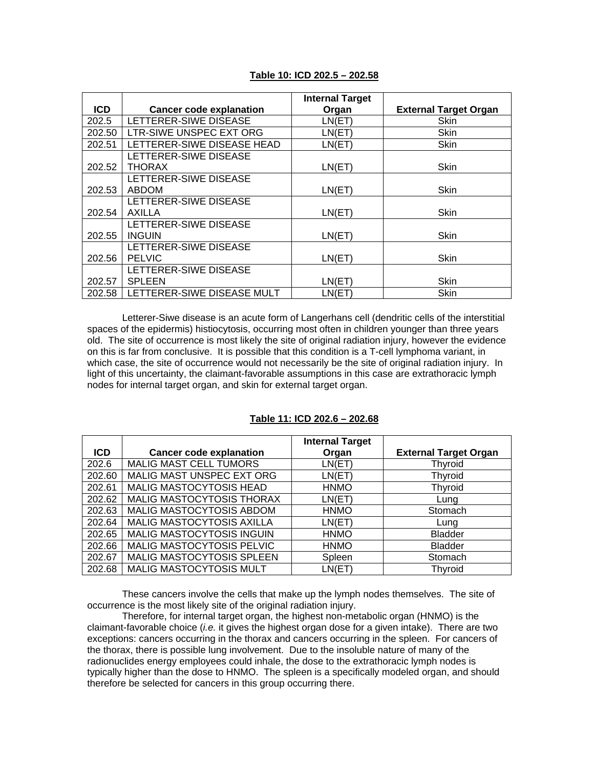**Table 10: ICD 202.5 – 202.58**

| ICD | Cancer code explanation | Internal Target Organ | External Target Organ |
|---|---|---|---|
| 202.5 | LETTERER-SIWE DISEASE | LN(ET) | Skin |
| 202.50 | LTR-SIWE UNSPEC EXT ORG | LN(ET) | Skin |
| 202.51 | LETTERER-SIWE DISEASE HEAD | LN(ET) | Skin |
| 202.52 | LETTERER-SIWE DISEASE THORAX | LN(ET) | Skin |
| 202.53 | LETTERER-SIWE DISEASE ABDOM | LN(ET) | Skin |
| 202.54 | LETTERER-SIWE DISEASE AXILLA | LN(ET) | Skin |
| 202.55 | LETTERER-SIWE DISEASE INGUIN | LN(ET) | Skin |
| 202.56 | LETTERER-SIWE DISEASE PELVIC | LN(ET) | Skin |
| 202.57 | LETTERER-SIWE DISEASE SPLEEN | LN(ET) | Skin |
| 202.58 | LETTERER-SIWE DISEASE MULT | LN(ET) | Skin |

Letterer-Siwe disease is an acute form of Langerhans cell (dendritic cells of the interstitial spaces of the epidermis) histiocytosis, occurring most often in children younger than three years old. The site of occurrence is most likely the site of original radiation injury, however the evidence on this is far from conclusive. It is possible that this condition is a T-cell lymphoma variant, in which case, the site of occurrence would not necessarily be the site of original radiation injury. In light of this uncertainty, the claimant-favorable assumptions in this case are extrathoracic lymph nodes for internal target organ, and skin for external target organ.

**Table 11: ICD 202.6 – 202.68**

| ICD | Cancer code explanation | Internal Target Organ | External Target Organ |
|---|---|---|---|
| 202.6 | MALIG MAST CELL TUMORS | LN(ET) | Thyroid |
| 202.60 | MALIG MAST UNSPEC EXT ORG | LN(ET) | Thyroid |
| 202.61 | MALIG MASTOCYTOSIS HEAD | HNMO | Thyroid |
| 202.62 | MALIG MASTOCYTOSIS THORAX | LN(ET) | Lung |
| 202.63 | MALIG MASTOCYTOSIS ABDOM | HNMO | Stomach |
| 202.64 | MALIG MASTOCYTOSIS AXILLA | LN(ET) | Lung |
| 202.65 | MALIG MASTOCYTOSIS INGUIN | HNMO | Bladder |
| 202.66 | MALIG MASTOCYTOSIS PELVIC | HNMO | Bladder |
| 202.67 | MALIG MASTOCYTOSIS SPLEEN | Spleen | Stomach |
| 202.68 | MALIG MASTOCYTOSIS MULT | LN(ET) | Thyroid |

These cancers involve the cells that make up the lymph nodes themselves. The site of occurrence is the most likely site of the original radiation injury.

Therefore, for internal target organ, the highest non-metabolic organ (HNMO) is the claimant-favorable choice (*i.e.* it gives the highest organ dose for a given intake). There are two exceptions: cancers occurring in the thorax and cancers occurring in the spleen. For cancers of the thorax, there is possible lung involvement. Due to the insoluble nature of many of the radionuclides energy employees could inhale, the dose to the extrathoracic lymph nodes is typically higher than the dose to HNMO. The spleen is a specifically modeled organ, and should therefore be selected for cancers in this group occurring there.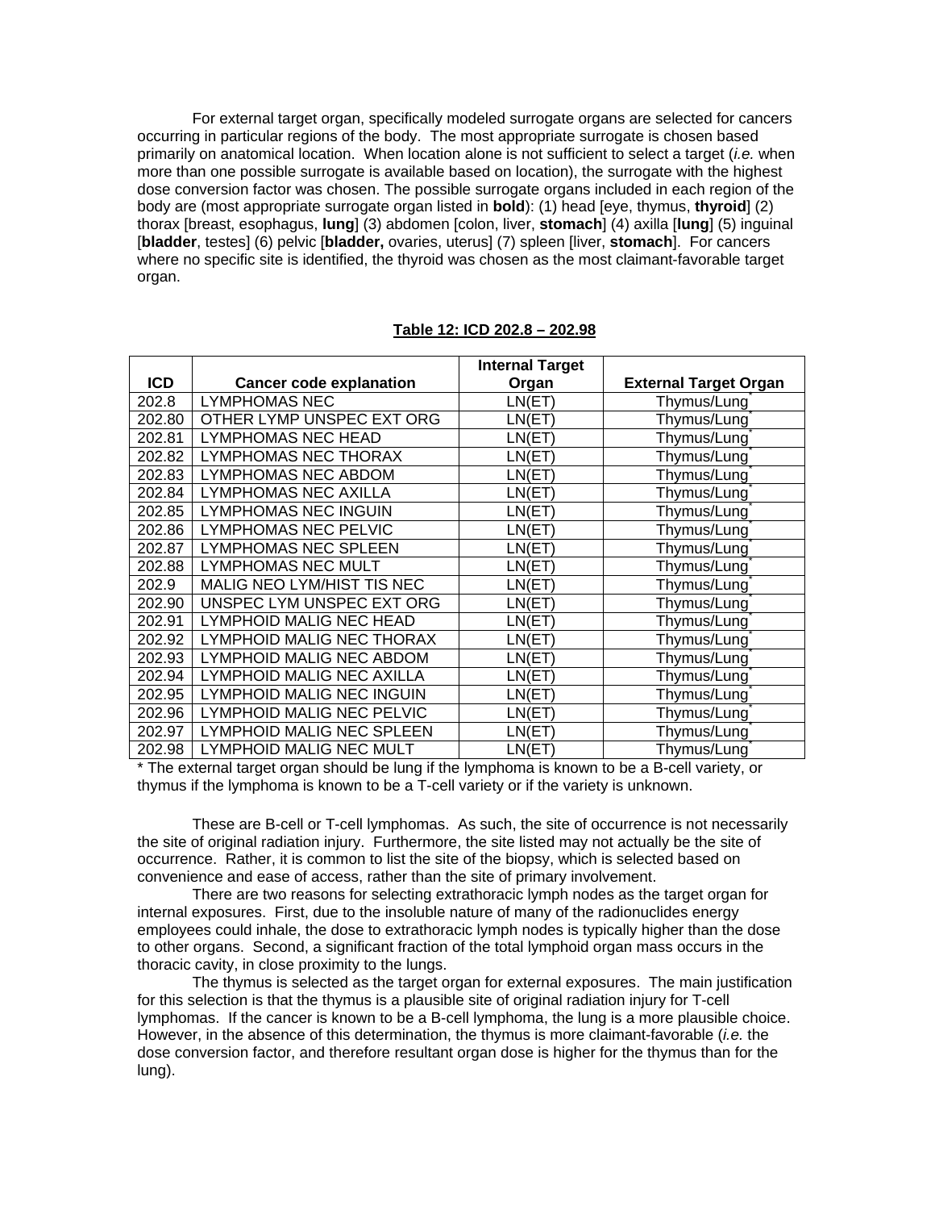For external target organ, specifically modeled surrogate organs are selected for cancers occurring in particular regions of the body. The most appropriate surrogate is chosen based primarily on anatomical location. When location alone is not sufficient to select a target (*i.e.* when more than one possible surrogate is available based on location), the surrogate with the highest dose conversion factor was chosen. The possible surrogate organs included in each region of the body are (most appropriate surrogate organ listed in **bold**): (1) head [eye, thymus, **thyroid**] (2) thorax [breast, esophagus, **lung**] (3) abdomen [colon, liver, **stomach**] (4) axilla [**lung**] (5) inguinal [**bladder**, testes] (6) pelvic [**bladder,** ovaries, uterus] (7) spleen [liver, **stomach**]. For cancers where no specific site is identified, the thyroid was chosen as the most claimant-favorable target organ.

**Table 12: ICD 202.8 – 202.98**

| ICD | Cancer code explanation | Internal Target Organ | External Target Organ |
|---|---|---|---|
| 202.8 | LYMPHOMAS NEC | LN(ET) | Thymus/Lung* |
| 202.80 | OTHER LYMP UNSPEC EXT ORG | LN(ET) | Thymus/Lung* |
| 202.81 | LYMPHOMAS NEC HEAD | LN(ET) | Thymus/Lung* |
| 202.82 | LYMPHOMAS NEC THORAX | LN(ET) | Thymus/Lung* |
| 202.83 | LYMPHOMAS NEC ABDOM | LN(ET) | Thymus/Lung* |
| 202.84 | LYMPHOMAS NEC AXILLA | LN(ET) | Thymus/Lung* |
| 202.85 | LYMPHOMAS NEC INGUIN | LN(ET) | Thymus/Lung* |
| 202.86 | LYMPHOMAS NEC PELVIC | LN(ET) | Thymus/Lung* |
| 202.87 | LYMPHOMAS NEC SPLEEN | LN(ET) | Thymus/Lung* |
| 202.88 | LYMPHOMAS NEC MULT | LN(ET) | Thymus/Lung* |
| 202.9 | MALIG NEO LYM/HIST TIS NEC | LN(ET) | Thymus/Lung* |
| 202.90 | UNSPEC LYM UNSPEC EXT ORG | LN(ET) | Thymus/Lung* |
| 202.91 | LYMPHOID MALIG NEC HEAD | LN(ET) | Thymus/Lung* |
| 202.92 | LYMPHOID MALIG NEC THORAX | LN(ET) | Thymus/Lung* |
| 202.93 | LYMPHOID MALIG NEC ABDOM | LN(ET) | Thymus/Lung* |
| 202.94 | LYMPHOID MALIG NEC AXILLA | LN(ET) | Thymus/Lung* |
| 202.95 | LYMPHOID MALIG NEC INGUIN | LN(ET) | Thymus/Lung* |
| 202.96 | LYMPHOID MALIG NEC PELVIC | LN(ET) | Thymus/Lung* |
| 202.97 | LYMPHOID MALIG NEC SPLEEN | LN(ET) | Thymus/Lung* |
| 202.98 | LYMPHOID MALIG NEC MULT | LN(ET) | Thymus/Lung* |

\* The external target organ should be lung if the lymphoma is known to be a B-cell variety, or thymus if the lymphoma is known to be a T-cell variety or if the variety is unknown.

These are B-cell or T-cell lymphomas. As such, the site of occurrence is not necessarily the site of original radiation injury. Furthermore, the site listed may not actually be the site of occurrence. Rather, it is common to list the site of the biopsy, which is selected based on convenience and ease of access, rather than the site of primary involvement.

There are two reasons for selecting extrathoracic lymph nodes as the target organ for internal exposures. First, due to the insoluble nature of many of the radionuclides energy employees could inhale, the dose to extrathoracic lymph nodes is typically higher than the dose to other organs. Second, a significant fraction of the total lymphoid organ mass occurs in the thoracic cavity, in close proximity to the lungs.

The thymus is selected as the target organ for external exposures. The main justification for this selection is that the thymus is a plausible site of original radiation injury for T-cell lymphomas. If the cancer is known to be a B-cell lymphoma, the lung is a more plausible choice. However, in the absence of this determination, the thymus is more claimant-favorable (*i.e.* the dose conversion factor, and therefore resultant organ dose is higher for the thymus than for the lung).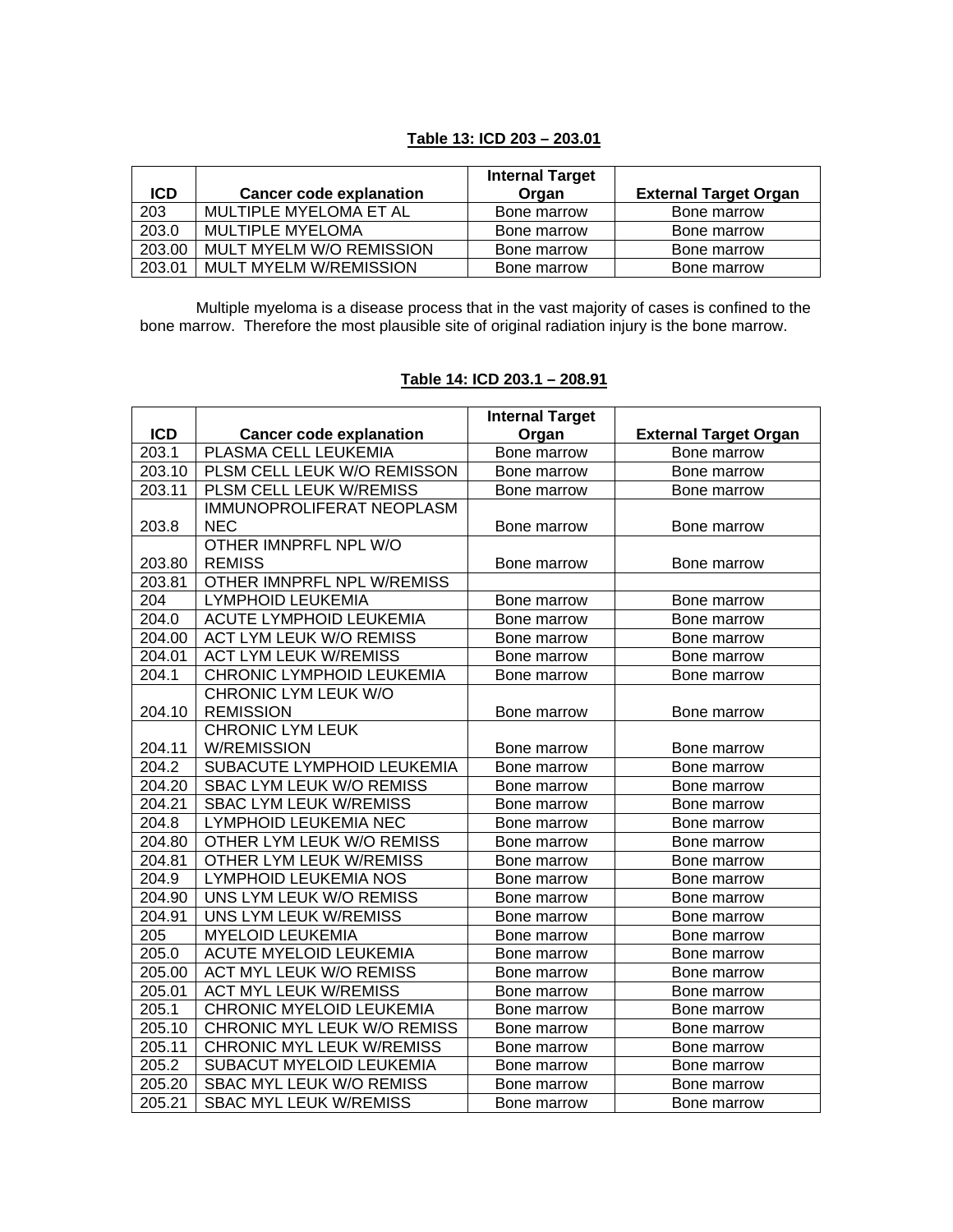**Table 13: ICD 203 – 203.01**

| ICD | Cancer code explanation | Internal Target Organ | External Target Organ |
|---|---|---|---|
| 203 | MULTIPLE MYELOMA ET AL | Bone marrow | Bone marrow |
| 203.0 | MULTIPLE MYELOMA | Bone marrow | Bone marrow |
| 203.00 | MULT MYELM W/O REMISSION | Bone marrow | Bone marrow |
| 203.01 | MULT MYELM W/REMISSION | Bone marrow | Bone marrow |

Multiple myeloma is a disease process that in the vast majority of cases is confined to the bone marrow. Therefore the most plausible site of original radiation injury is the bone marrow.

**Table 14: ICD 203.1 – 208.91**

| ICD | Cancer code explanation | Internal Target Organ | External Target Organ |
|---|---|---|---|
| 203.1 | PLASMA CELL LEUKEMIA | Bone marrow | Bone marrow |
| 203.10 | PLSM CELL LEUK W/O REMISSON | Bone marrow | Bone marrow |
| 203.11 | PLSM CELL LEUK W/REMISS | Bone marrow | Bone marrow |
| 203.8 | IMMUNOPROLIFERAT NEOPLASM NEC | Bone marrow | Bone marrow |
| 203.80 | OTHER IMNPRFL NPL W/O REMISS | Bone marrow | Bone marrow |
| 203.81 | OTHER IMNPRFL NPL W/REMISS | | |
| 204 | LYMPHOID LEUKEMIA | Bone marrow | Bone marrow |
| 204.0 | ACUTE LYMPHOID LEUKEMIA | Bone marrow | Bone marrow |
| 204.00 | ACT LYM LEUK W/O REMISS | Bone marrow | Bone marrow |
| 204.01 | ACT LYM LEUK W/REMISS | Bone marrow | Bone marrow |
| 204.1 | CHRONIC LYMPHOID LEUKEMIA | Bone marrow | Bone marrow |
| 204.10 | CHRONIC LYM LEUK W/O REMISSION | Bone marrow | Bone marrow |
| 204.11 | CHRONIC LYM LEUK W/REMISSION | Bone marrow | Bone marrow |
| 204.2 | SUBACUTE LYMPHOID LEUKEMIA | Bone marrow | Bone marrow |
| 204.20 | SBAC LYM LEUK W/O REMISS | Bone marrow | Bone marrow |
| 204.21 | SBAC LYM LEUK W/REMISS | Bone marrow | Bone marrow |
| 204.8 | LYMPHOID LEUKEMIA NEC | Bone marrow | Bone marrow |
| 204.80 | OTHER LYM LEUK W/O REMISS | Bone marrow | Bone marrow |
| 204.81 | OTHER LYM LEUK W/REMISS | Bone marrow | Bone marrow |
| 204.9 | LYMPHOID LEUKEMIA NOS | Bone marrow | Bone marrow |
| 204.90 | UNS LYM LEUK W/O REMISS | Bone marrow | Bone marrow |
| 204.91 | UNS LYM LEUK W/REMISS | Bone marrow | Bone marrow |
| 205 | MYELOID LEUKEMIA | Bone marrow | Bone marrow |
| 205.0 | ACUTE MYELOID LEUKEMIA | Bone marrow | Bone marrow |
| 205.00 | ACT MYL LEUK W/O REMISS | Bone marrow | Bone marrow |
| 205.01 | ACT MYL LEUK W/REMISS | Bone marrow | Bone marrow |
| 205.1 | CHRONIC MYELOID LEUKEMIA | Bone marrow | Bone marrow |
| 205.10 | CHRONIC MYL LEUK W/O REMISS | Bone marrow | Bone marrow |
| 205.11 | CHRONIC MYL LEUK W/REMISS | Bone marrow | Bone marrow |
| 205.2 | SUBACUT MYELOID LEUKEMIA | Bone marrow | Bone marrow |
| 205.20 | SBAC MYL LEUK W/O REMISS | Bone marrow | Bone marrow |
| 205.21 | SBAC MYL LEUK W/REMISS | Bone marrow | Bone marrow |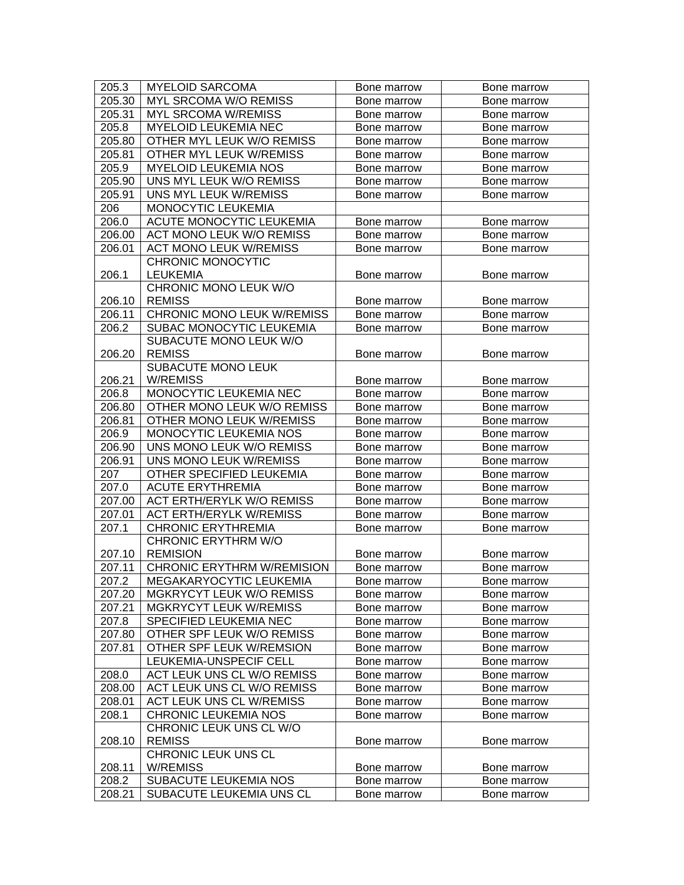| 205.3 | MYELOID SARCOMA | Bone marrow | Bone marrow |
|---|---|---|---|
| 205.30 | MYL SRCOMA W/O REMISS | Bone marrow | Bone marrow |
| 205.31 | MYL SRCOMA W/REMISS | Bone marrow | Bone marrow |
| 205.8 | MYELOID LEUKEMIA NEC | Bone marrow | Bone marrow |
| 205.80 | OTHER MYL LEUK W/O REMISS | Bone marrow | Bone marrow |
| 205.81 | OTHER MYL LEUK W/REMISS | Bone marrow | Bone marrow |
| 205.9 | MYELOID LEUKEMIA NOS | Bone marrow | Bone marrow |
| 205.90 | UNS MYL LEUK W/O REMISS | Bone marrow | Bone marrow |
| 205.91 | UNS MYL LEUK W/REMISS | Bone marrow | Bone marrow |
| 206 | MONOCYTIC LEUKEMIA | | |
| 206.0 | ACUTE MONOCYTIC LEUKEMIA | Bone marrow | Bone marrow |
| 206.00 | ACT MONO LEUK W/O REMISS | Bone marrow | Bone marrow |
| 206.01 | ACT MONO LEUK W/REMISS | Bone marrow | Bone marrow |
| 206.1 | CHRONIC MONOCYTIC LEUKEMIA | Bone marrow | Bone marrow |
| 206.10 | CHRONIC MONO LEUK W/O REMISS | Bone marrow | Bone marrow |
| 206.11 | CHRONIC MONO LEUK W/REMISS | Bone marrow | Bone marrow |
| 206.2 | SUBAC MONOCYTIC LEUKEMIA | Bone marrow | Bone marrow |
| 206.20 | SUBACUTE MONO LEUK W/O REMISS | Bone marrow | Bone marrow |
| 206.21 | SUBACUTE MONO LEUK W/REMISS | Bone marrow | Bone marrow |
| 206.8 | MONOCYTIC LEUKEMIA NEC | Bone marrow | Bone marrow |
| 206.80 | OTHER MONO LEUK W/O REMISS | Bone marrow | Bone marrow |
| 206.81 | OTHER MONO LEUK W/REMISS | Bone marrow | Bone marrow |
| 206.9 | MONOCYTIC LEUKEMIA NOS | Bone marrow | Bone marrow |
| 206.90 | UNS MONO LEUK W/O REMISS | Bone marrow | Bone marrow |
| 206.91 | UNS MONO LEUK W/REMISS | Bone marrow | Bone marrow |
| 207 | OTHER SPECIFIED LEUKEMIA | Bone marrow | Bone marrow |
| 207.0 | ACUTE ERYTHREMIA | Bone marrow | Bone marrow |
| 207.00 | ACT ERTH/ERYLK W/O REMISS | Bone marrow | Bone marrow |
| 207.01 | ACT ERTH/ERYLK W/REMISS | Bone marrow | Bone marrow |
| 207.1 | CHRONIC ERYTHREMIA | Bone marrow | Bone marrow |
| 207.10 | CHRONIC ERYTHRM W/O REMISION | Bone marrow | Bone marrow |
| 207.11 | CHRONIC ERYTHRM W/REMISION | Bone marrow | Bone marrow |
| 207.2 | MEGAKARYOCYTIC LEUKEMIA | Bone marrow | Bone marrow |
| 207.20 | MGKRYCYT LEUK W/O REMISS | Bone marrow | Bone marrow |
| 207.21 | MGKRYCYT LEUK W/REMISS | Bone marrow | Bone marrow |
| 207.8 | SPECIFIED LEUKEMIA NEC | Bone marrow | Bone marrow |
| 207.80 | OTHER SPF LEUK W/O REMISS | Bone marrow | Bone marrow |
| 207.81 | OTHER SPF LEUK W/REMSION | Bone marrow | Bone marrow |
| | LEUKEMIA-UNSPECIF CELL | Bone marrow | Bone marrow |
| 208.0 | ACT LEUK UNS CL W/O REMISS | Bone marrow | Bone marrow |
| 208.00 | ACT LEUK UNS CL W/O REMISS | Bone marrow | Bone marrow |
| 208.01 | ACT LEUK UNS CL W/REMISS | Bone marrow | Bone marrow |
| 208.1 | CHRONIC LEUKEMIA NOS | Bone marrow | Bone marrow |
| 208.10 | CHRONIC LEUK UNS CL W/O REMISS | Bone marrow | Bone marrow |
| 208.11 | CHRONIC LEUK UNS CL W/REMISS | Bone marrow | Bone marrow |
| 208.2 | SUBACUTE LEUKEMIA NOS | Bone marrow | Bone marrow |
| 208.21 | SUBACUTE LEUKEMIA UNS CL | Bone marrow | Bone marrow |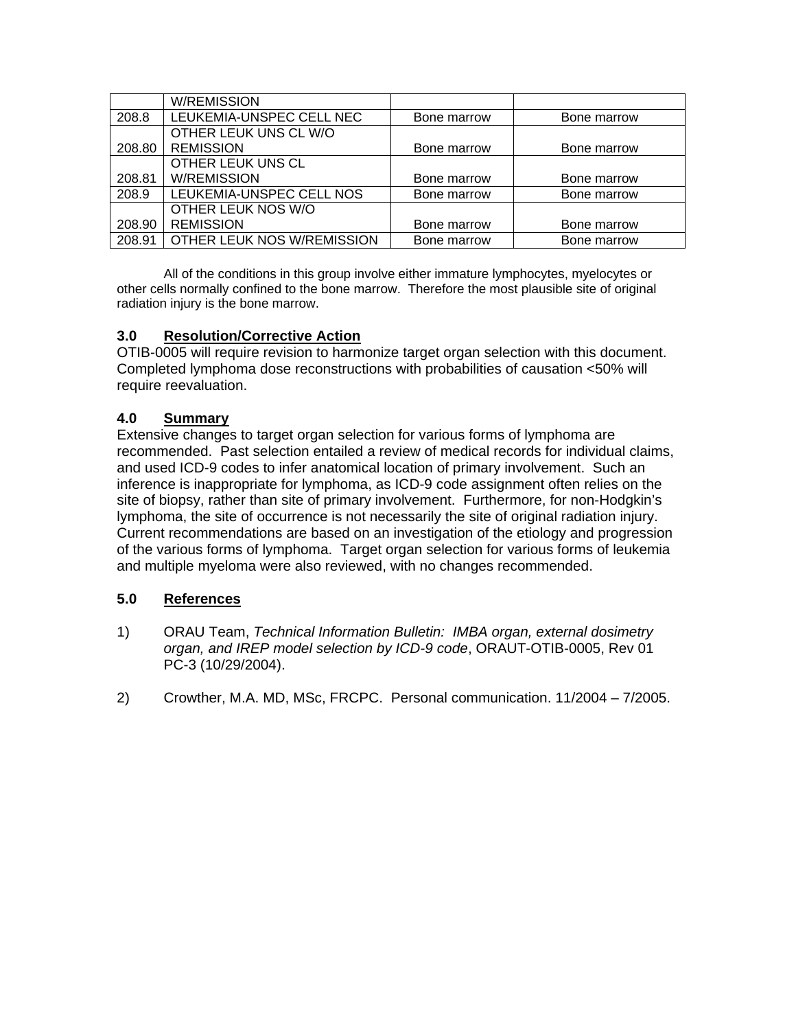| | | | |
|---|---|---|---|
| | W/REMISSION | | |
| 208.8 | LEUKEMIA-UNSPEC CELL NEC | Bone marrow | Bone marrow |
| 208.80 | OTHER LEUK UNS CL W/O REMISSION | Bone marrow | Bone marrow |
| 208.81 | OTHER LEUK UNS CL W/REMISSION | Bone marrow | Bone marrow |
| 208.9 | LEUKEMIA-UNSPEC CELL NOS | Bone marrow | Bone marrow |
| 208.90 | OTHER LEUK NOS W/O REMISSION | Bone marrow | Bone marrow |
| 208.91 | OTHER LEUK NOS W/REMISSION | Bone marrow | Bone marrow |

All of the conditions in this group involve either immature lymphocytes, myelocytes or other cells normally confined to the bone marrow. Therefore the most plausible site of original radiation injury is the bone marrow.

## 3.0 Resolution/Corrective Action

OTIB-0005 will require revision to harmonize target organ selection with this document. Completed lymphoma dose reconstructions with probabilities of causation <50% will require reevaluation.

## 4.0 Summary

Extensive changes to target organ selection for various forms of lymphoma are recommended. Past selection entailed a review of medical records for individual claims, and used ICD-9 codes to infer anatomical location of primary involvement. Such an inference is inappropriate for lymphoma, as ICD-9 code assignment often relies on the site of biopsy, rather than site of primary involvement. Furthermore, for non-Hodgkin's lymphoma, the site of occurrence is not necessarily the site of original radiation injury. Current recommendations are based on an investigation of the etiology and progression of the various forms of lymphoma. Target organ selection for various forms of leukemia and multiple myeloma were also reviewed, with no changes recommended.

## 5.0 References

1) ORAU Team, *Technical Information Bulletin: IMBA organ, external dosimetry organ, and IREP model selection by ICD-9 code*, ORAUT-OTIB-0005, Rev 01 PC-3 (10/29/2004).

2) Crowther, M.A. MD, MSc, FRCPC. Personal communication. 11/2004 – 7/2005.